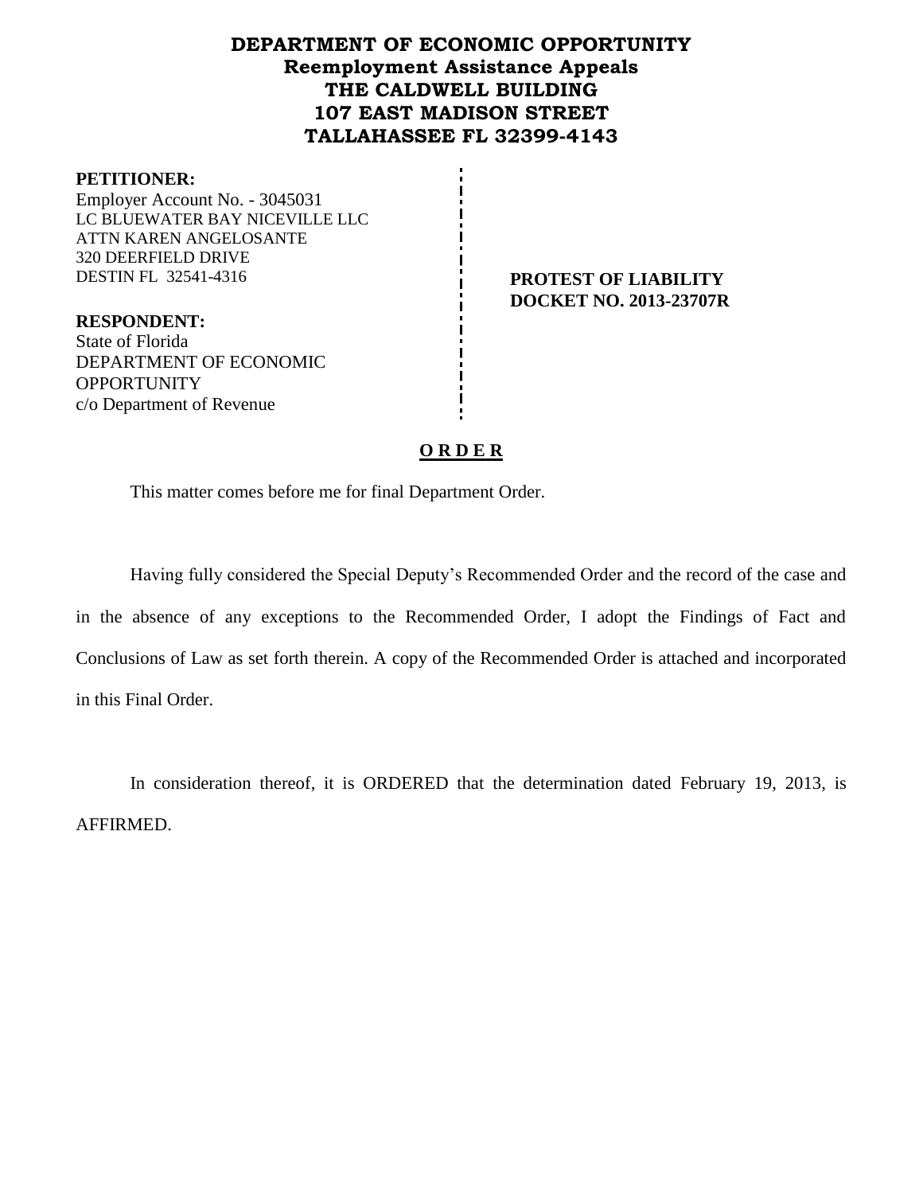# DEPARTMENT OF ECONOMIC OPPORTUNITY
## Reemployment Assistance Appeals
## THE CALDWELL BUILDING
## 107 EAST MADISON STREET
## TALLAHASSEE FL 32399-4143

**PETITIONER:**
Employer Account No. - 3045031
LC BLUEWATER BAY NICEVILLE LLC
ATTN KAREN ANGELOSANTE
320 DEERFIELD DRIVE
DESTIN FL 32541-4316

**RESPONDENT:**
State of Florida
DEPARTMENT OF ECONOMIC OPPORTUNITY
c/o Department of Revenue

**PROTEST OF LIABILITY**
**DOCKET NO. 2013-23707R**

## O R D E R

This matter comes before me for final Department Order.

Having fully considered the Special Deputy's Recommended Order and the record of the case and in the absence of any exceptions to the Recommended Order, I adopt the Findings of Fact and Conclusions of Law as set forth therein. A copy of the Recommended Order is attached and incorporated in this Final Order.

In consideration thereof, it is ORDERED that the determination dated February 19, 2013, is AFFIRMED.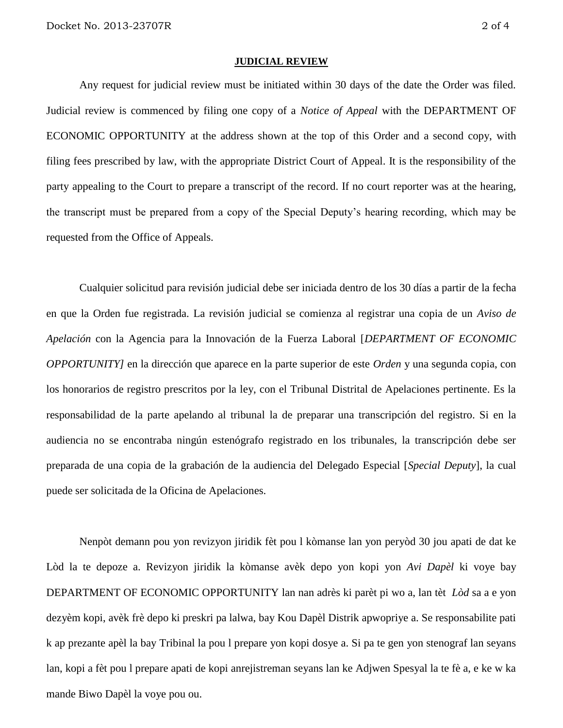**JUDICIAL REVIEW**

Any request for judicial review must be initiated within 30 days of the date the Order was filed. Judicial review is commenced by filing one copy of a *Notice of Appeal* with the DEPARTMENT OF ECONOMIC OPPORTUNITY at the address shown at the top of this Order and a second copy, with filing fees prescribed by law, with the appropriate District Court of Appeal. It is the responsibility of the party appealing to the Court to prepare a transcript of the record. If no court reporter was at the hearing, the transcript must be prepared from a copy of the Special Deputy's hearing recording, which may be requested from the Office of Appeals.

Cualquier solicitud para revisión judicial debe ser iniciada dentro de los 30 días a partir de la fecha en que la Orden fue registrada. La revisión judicial se comienza al registrar una copia de un *Aviso de Apelación* con la Agencia para la Innovación de la Fuerza Laboral [*DEPARTMENT OF ECONOMIC OPPORTUNITY]* en la dirección que aparece en la parte superior de este *Orden* y una segunda copia, con los honorarios de registro prescritos por la ley, con el Tribunal Distrital de Apelaciones pertinente. Es la responsabilidad de la parte apelando al tribunal la de preparar una transcripción del registro. Si en la audiencia no se encontraba ningún estenógrafo registrado en los tribunales, la transcripción debe ser preparada de una copia de la grabación de la audiencia del Delegado Especial [*Special Deputy*], la cual puede ser solicitada de la Oficina de Apelaciones.

Nenpòt demann pou yon revizyon jiridik fèt pou l kòmanse lan yon peryòd 30 jou apati de dat ke Lòd la te depoze a. Revizyon jiridik la kòmanse avèk depo yon kopi yon *Avi Dapèl* ki voye bay DEPARTMENT OF ECONOMIC OPPORTUNITY lan nan adrès ki parèt pi wo a, lan tèt *Lòd* sa a e yon dezyèm kopi, avèk frè depo ki preskri pa lalwa, bay Kou Dapèl Distrik apwopriye a. Se responsabilite pati k ap prezante apèl la bay Tribinal la pou l prepare yon kopi dosye a. Si pa te gen yon stenograf lan seyans lan, kopi a fèt pou l prepare apati de kopi anrejistreman seyans lan ke Adjwen Spesyal la te fè a, e ke w ka mande Biwo Dapèl la voye pou ou.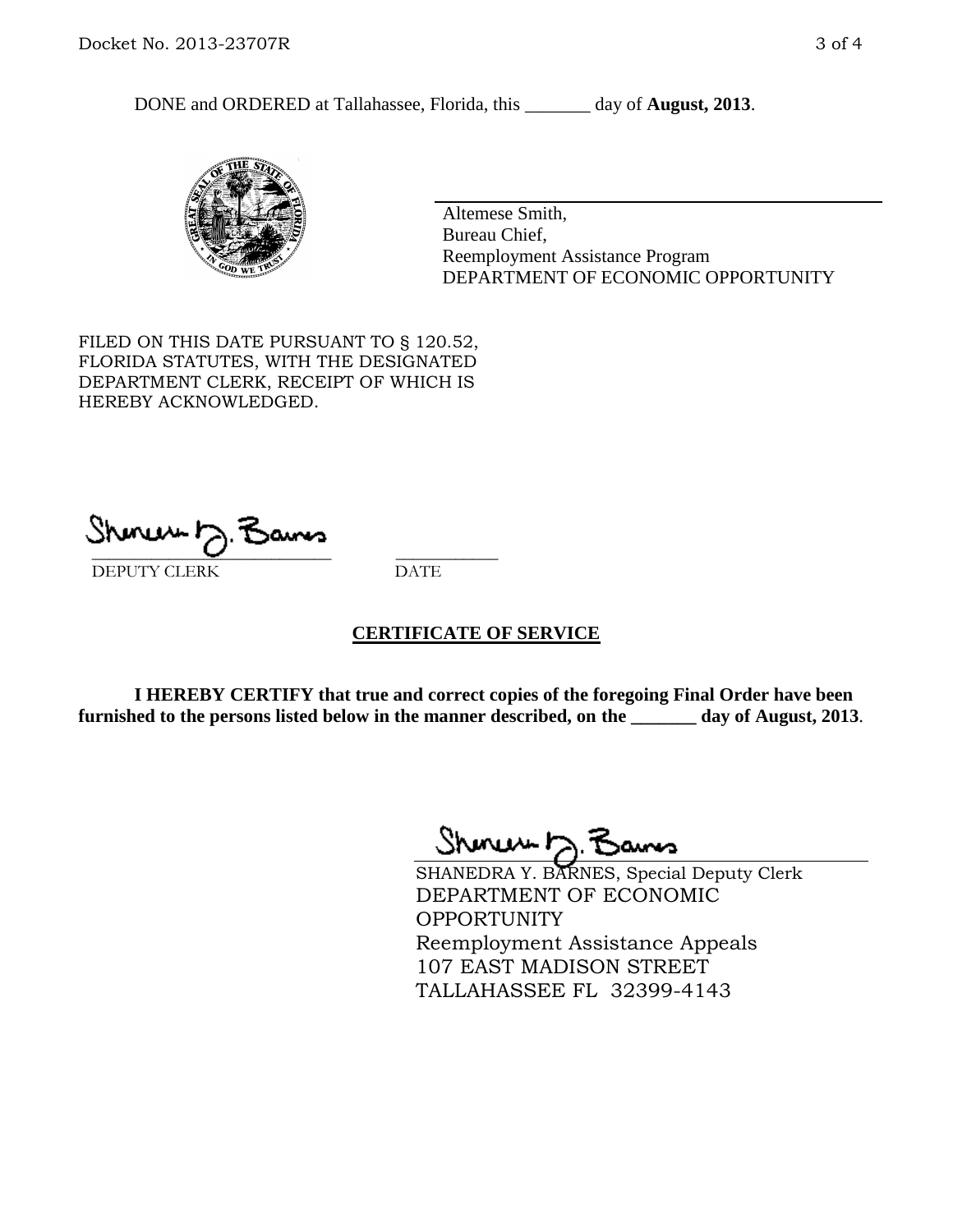DONE and ORDERED at Tallahassee, Florida, this _______ day of **August, 2013**.

Altemese Smith,
Bureau Chief,
Reemployment Assistance Program
DEPARTMENT OF ECONOMIC OPPORTUNITY

FILED ON THIS DATE PURSUANT TO § 120.52, FLORIDA STATUTES, WITH THE DESIGNATED DEPARTMENT CLERK, RECEIPT OF WHICH IS HEREBY ACKNOWLEDGED.

___________________________ ___________
DEPUTY CLERK DATE

## CERTIFICATE OF SERVICE

**I HEREBY CERTIFY that true and correct copies of the foregoing Final Order have been furnished to the persons listed below in the manner described, on the _______ day of August, 2013**.

SHANEDRA Y. BARNES, Special Deputy Clerk
DEPARTMENT OF ECONOMIC OPPORTUNITY
Reemployment Assistance Appeals
107 EAST MADISON STREET
TALLAHASSEE FL 32399-4143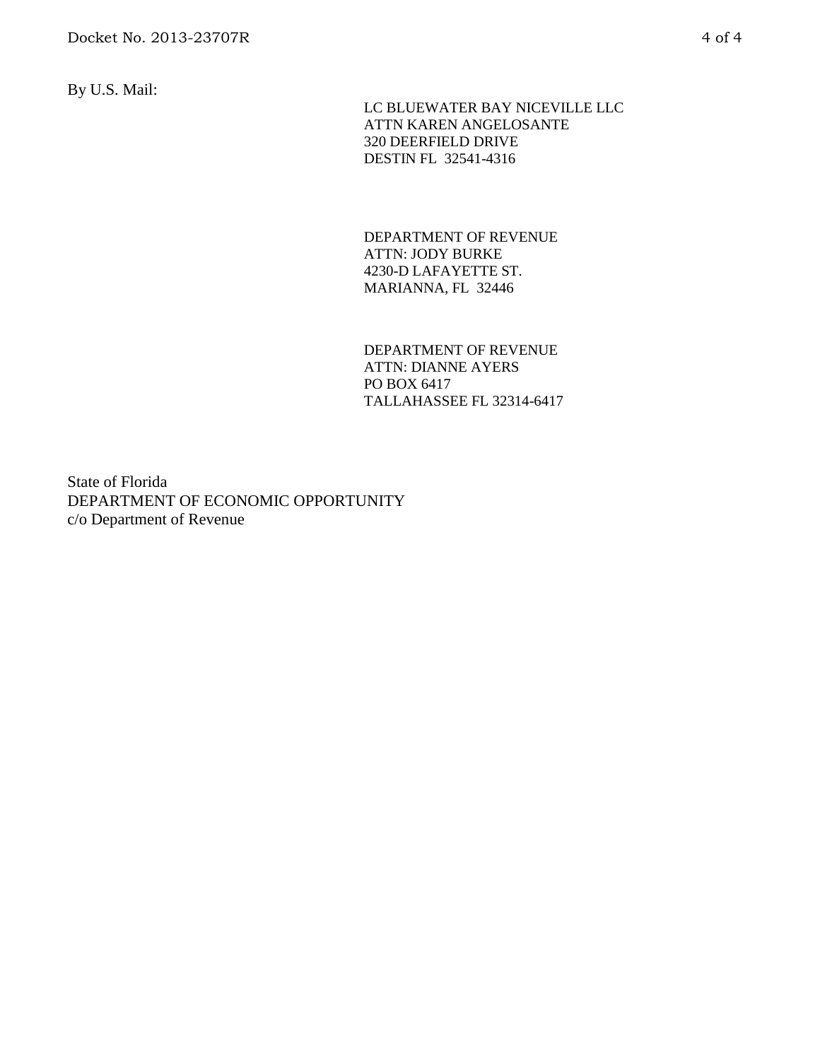By U.S. Mail:

LC BLUEWATER BAY NICEVILLE LLC
ATTN KAREN ANGELOSANTE
320 DEERFIELD DRIVE
DESTIN FL 32541-4316

DEPARTMENT OF REVENUE
ATTN: JODY BURKE
4230-D LAFAYETTE ST.
MARIANNA, FL 32446

DEPARTMENT OF REVENUE
ATTN: DIANNE AYERS
PO BOX 6417
TALLAHASSEE FL 32314-6417

State of Florida
DEPARTMENT OF ECONOMIC OPPORTUNITY
c/o Department of Revenue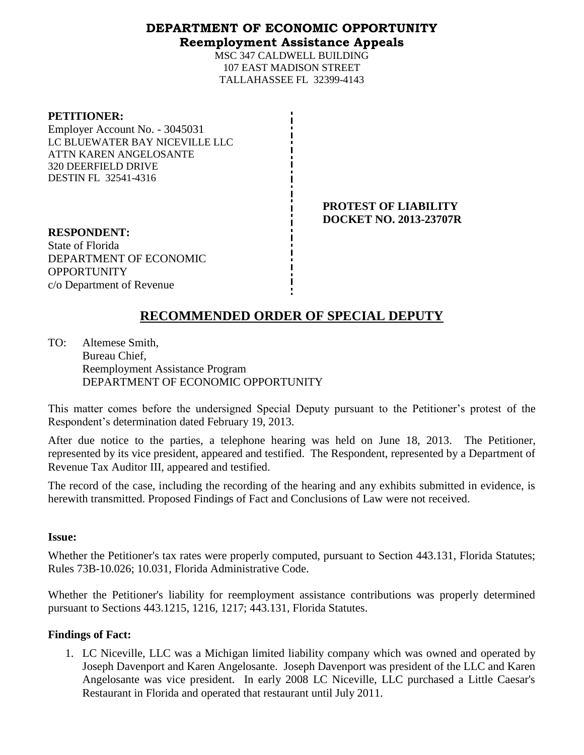**DEPARTMENT OF ECONOMIC OPPORTUNITY**
**Reemployment Assistance Appeals**

MSC 347 CALDWELL BUILDING
107 EAST MADISON STREET
TALLAHASSEE FL 32399-4143

**PETITIONER:**
Employer Account No. - 3045031
LC BLUEWATER BAY NICEVILLE LLC
ATTN KAREN ANGELOSANTE
320 DEERFIELD DRIVE
DESTIN FL 32541-4316

**PROTEST OF LIABILITY**
**DOCKET NO. 2013-23707R**

**RESPONDENT:**
State of Florida
DEPARTMENT OF ECONOMIC OPPORTUNITY
c/o Department of Revenue

# RECOMMENDED ORDER OF SPECIAL DEPUTY

TO: Altemese Smith,
Bureau Chief,
Reemployment Assistance Program
DEPARTMENT OF ECONOMIC OPPORTUNITY

This matter comes before the undersigned Special Deputy pursuant to the Petitioner's protest of the Respondent's determination dated February 19, 2013.

After due notice to the parties, a telephone hearing was held on June 18, 2013. The Petitioner, represented by its vice president, appeared and testified. The Respondent, represented by a Department of Revenue Tax Auditor III, appeared and testified.

The record of the case, including the recording of the hearing and any exhibits submitted in evidence, is herewith transmitted. Proposed Findings of Fact and Conclusions of Law were not received.

**Issue:**

Whether the Petitioner's tax rates were properly computed, pursuant to Section 443.131, Florida Statutes; Rules 73B-10.026; 10.031, Florida Administrative Code.

Whether the Petitioner's liability for reemployment assistance contributions was properly determined pursuant to Sections 443.1215, 1216, 1217; 443.131, Florida Statutes.

**Findings of Fact:**

1. LC Niceville, LLC was a Michigan limited liability company which was owned and operated by Joseph Davenport and Karen Angelosante. Joseph Davenport was president of the LLC and Karen Angelosante was vice president. In early 2008 LC Niceville, LLC purchased a Little Caesar's Restaurant in Florida and operated that restaurant until July 2011.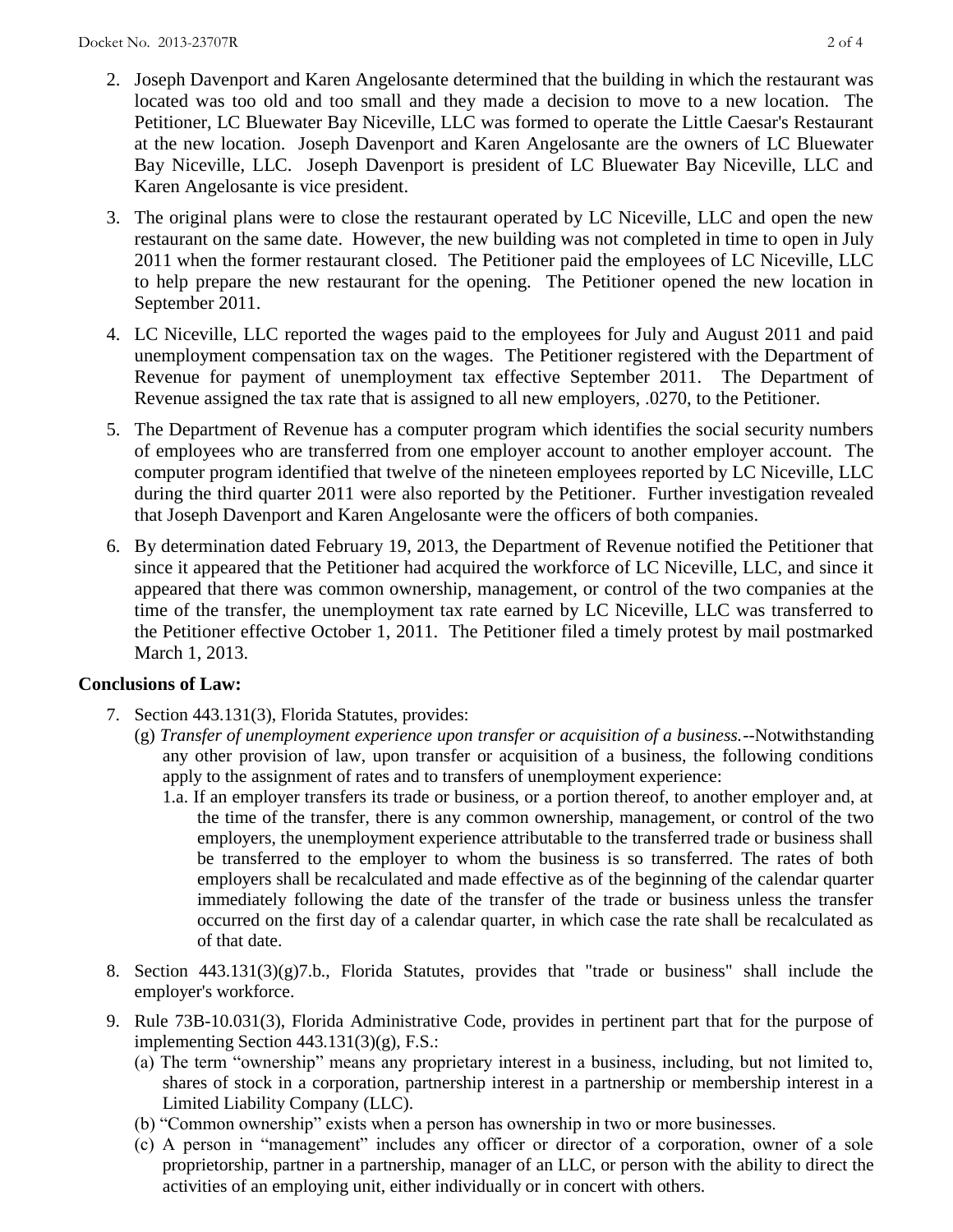2. Joseph Davenport and Karen Angelosante determined that the building in which the restaurant was located was too old and too small and they made a decision to move to a new location. The Petitioner, LC Bluewater Bay Niceville, LLC was formed to operate the Little Caesar's Restaurant at the new location. Joseph Davenport and Karen Angelosante are the owners of LC Bluewater Bay Niceville, LLC. Joseph Davenport is president of LC Bluewater Bay Niceville, LLC and Karen Angelosante is vice president.

3. The original plans were to close the restaurant operated by LC Niceville, LLC and open the new restaurant on the same date. However, the new building was not completed in time to open in July 2011 when the former restaurant closed. The Petitioner paid the employees of LC Niceville, LLC to help prepare the new restaurant for the opening. The Petitioner opened the new location in September 2011.

4. LC Niceville, LLC reported the wages paid to the employees for July and August 2011 and paid unemployment compensation tax on the wages. The Petitioner registered with the Department of Revenue for payment of unemployment tax effective September 2011. The Department of Revenue assigned the tax rate that is assigned to all new employers, .0270, to the Petitioner.

5. The Department of Revenue has a computer program which identifies the social security numbers of employees who are transferred from one employer account to another employer account. The computer program identified that twelve of the nineteen employees reported by LC Niceville, LLC during the third quarter 2011 were also reported by the Petitioner. Further investigation revealed that Joseph Davenport and Karen Angelosante were the officers of both companies.

6. By determination dated February 19, 2013, the Department of Revenue notified the Petitioner that since it appeared that the Petitioner had acquired the workforce of LC Niceville, LLC, and since it appeared that there was common ownership, management, or control of the two companies at the time of the transfer, the unemployment tax rate earned by LC Niceville, LLC was transferred to the Petitioner effective October 1, 2011. The Petitioner filed a timely protest by mail postmarked March 1, 2013.

**Conclusions of Law:**

7. Section 443.131(3), Florida Statutes, provides:
   (g) *Transfer of unemployment experience upon transfer or acquisition of a business.*--Notwithstanding any other provision of law, upon transfer or acquisition of a business, the following conditions apply to the assignment of rates and to transfers of unemployment experience:
   1.a. If an employer transfers its trade or business, or a portion thereof, to another employer and, at the time of the transfer, there is any common ownership, management, or control of the two employers, the unemployment experience attributable to the transferred trade or business shall be transferred to the employer to whom the business is so transferred. The rates of both employers shall be recalculated and made effective as of the beginning of the calendar quarter immediately following the date of the transfer of the trade or business unless the transfer occurred on the first day of a calendar quarter, in which case the rate shall be recalculated as of that date.

8. Section 443.131(3)(g)7.b., Florida Statutes, provides that "trade or business" shall include the employer's workforce.

9. Rule 73B-10.031(3), Florida Administrative Code, provides in pertinent part that for the purpose of implementing Section 443.131(3)(g), F.S.:
   (a) The term "ownership" means any proprietary interest in a business, including, but not limited to, shares of stock in a corporation, partnership interest in a partnership or membership interest in a Limited Liability Company (LLC).
   (b) "Common ownership" exists when a person has ownership in two or more businesses.
   (c) A person in "management" includes any officer or director of a corporation, owner of a sole proprietorship, partner in a partnership, manager of an LLC, or person with the ability to direct the activities of an employing unit, either individually or in concert with others.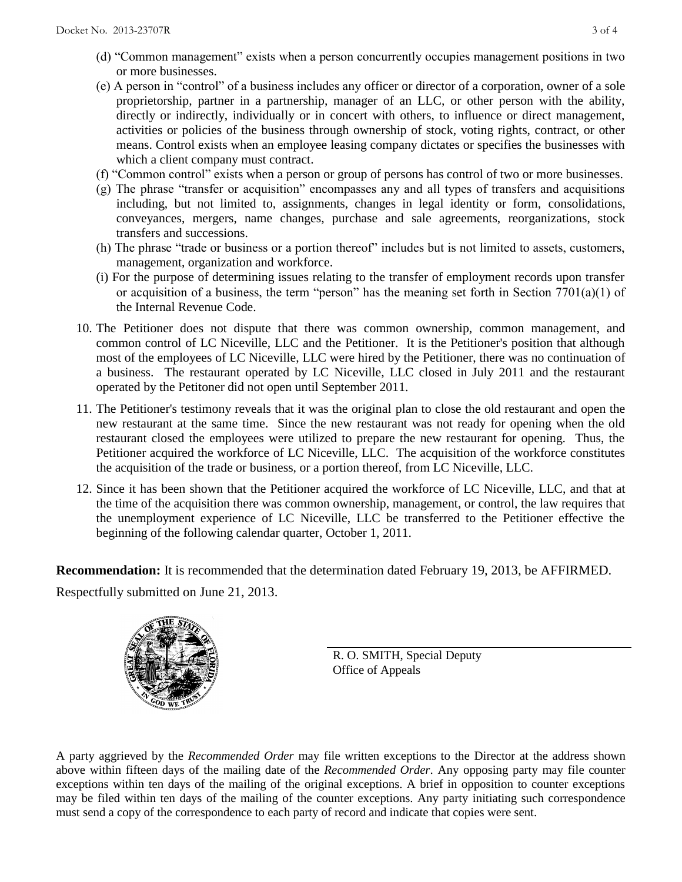(d) "Common management" exists when a person concurrently occupies management positions in two or more businesses.

(e) A person in "control" of a business includes any officer or director of a corporation, owner of a sole proprietorship, partner in a partnership, manager of an LLC, or other person with the ability, directly or indirectly, individually or in concert with others, to influence or direct management, activities or policies of the business through ownership of stock, voting rights, contract, or other means. Control exists when an employee leasing company dictates or specifies the businesses with which a client company must contract.

(f) "Common control" exists when a person or group of persons has control of two or more businesses.

(g) The phrase "transfer or acquisition" encompasses any and all types of transfers and acquisitions including, but not limited to, assignments, changes in legal identity or form, consolidations, conveyances, mergers, name changes, purchase and sale agreements, reorganizations, stock transfers and successions.

(h) The phrase "trade or business or a portion thereof" includes but is not limited to assets, customers, management, organization and workforce.

(i) For the purpose of determining issues relating to the transfer of employment records upon transfer or acquisition of a business, the term "person" has the meaning set forth in Section 7701(a)(1) of the Internal Revenue Code.

10. The Petitioner does not dispute that there was common ownership, common management, and common control of LC Niceville, LLC and the Petitioner. It is the Petitioner's position that although most of the employees of LC Niceville, LLC were hired by the Petitioner, there was no continuation of a business. The restaurant operated by LC Niceville, LLC closed in July 2011 and the restaurant operated by the Petitoner did not open until September 2011.

11. The Petitioner's testimony reveals that it was the original plan to close the old restaurant and open the new restaurant at the same time. Since the new restaurant was not ready for opening when the old restaurant closed the employees were utilized to prepare the new restaurant for opening. Thus, the Petitioner acquired the workforce of LC Niceville, LLC. The acquisition of the workforce constitutes the acquisition of the trade or business, or a portion thereof, from LC Niceville, LLC.

12. Since it has been shown that the Petitioner acquired the workforce of LC Niceville, LLC, and that at the time of the acquisition there was common ownership, management, or control, the law requires that the unemployment experience of LC Niceville, LLC be transferred to the Petitioner effective the beginning of the following calendar quarter, October 1, 2011.

**Recommendation:** It is recommended that the determination dated February 19, 2013, be AFFIRMED.

Respectfully submitted on June 21, 2013.

R. O. SMITH, Special Deputy
Office of Appeals

A party aggrieved by the *Recommended Order* may file written exceptions to the Director at the address shown above within fifteen days of the mailing date of the *Recommended Order*. Any opposing party may file counter exceptions within ten days of the mailing of the original exceptions. A brief in opposition to counter exceptions may be filed within ten days of the mailing of the counter exceptions. Any party initiating such correspondence must send a copy of the correspondence to each party of record and indicate that copies were sent.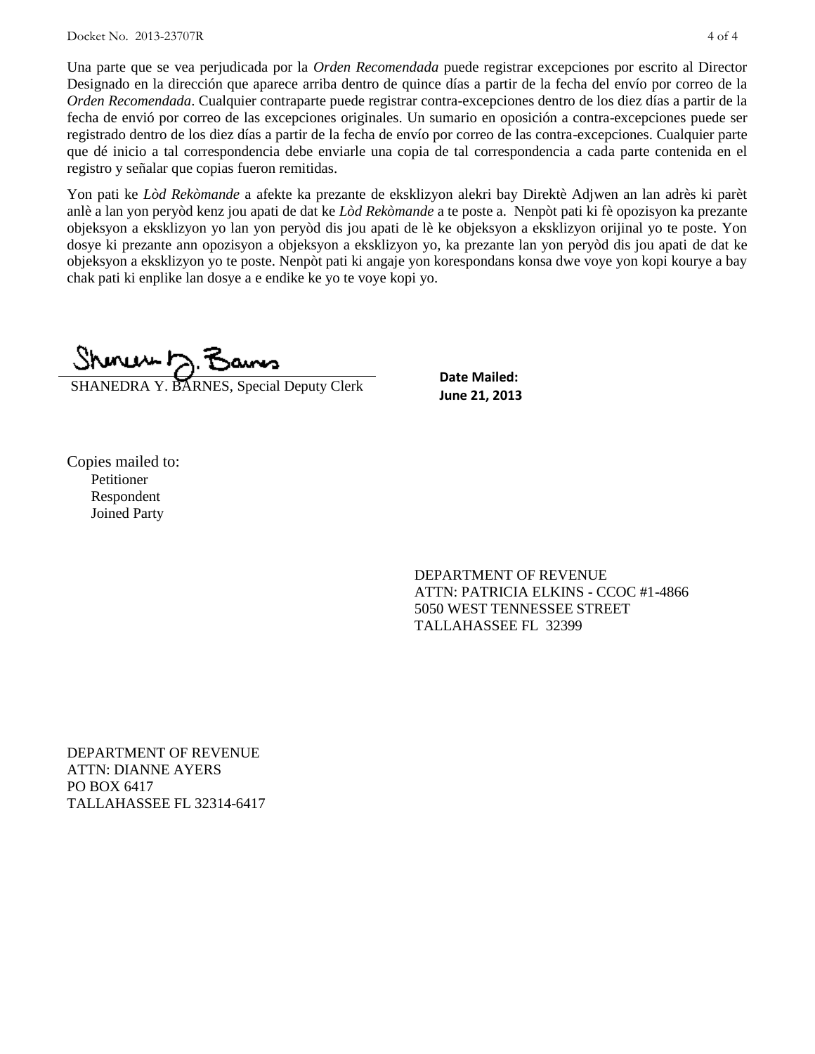Una parte que se vea perjudicada por la *Orden Recomendada* puede registrar excepciones por escrito al Director Designado en la dirección que aparece arriba dentro de quince días a partir de la fecha del envío por correo de la *Orden Recomendada*. Cualquier contraparte puede registrar contra-excepciones dentro de los diez días a partir de la fecha de envió por correo de las excepciones originales. Un sumario en oposición a contra-excepciones puede ser registrado dentro de los diez días a partir de la fecha de envío por correo de las contra-excepciones. Cualquier parte que dé inicio a tal correspondencia debe enviarle una copia de tal correspondencia a cada parte contenida en el registro y señalar que copias fueron remitidas.

Yon pati ke *Lòd Rekòmande* a afekte ka prezante de eksklizyon alekri bay Direktè Adjwen an lan adrès ki parèt anlè a lan yon peryòd kenz jou apati de dat ke *Lòd Rekòmande* a te poste a. Nenpòt pati ki fè opozisyon ka prezante objeksyon a eksklizyon yo lan yon peryòd dis jou apati de lè ke objeksyon a eksklizyon orijinal yo te poste. Yon dosye ki prezante ann opozisyon a objeksyon a eksklizyon yo, ka prezante lan yon peryòd dis jou apati de dat ke objeksyon a eksklizyon yo te poste. Nenpòt pati ki angaje yon korespondans konsa dwe voye yon kopi kourye a bay chak pati ki enplike lan dosye a e endike ke yo te voye kopi yo.

SHANEDRA Y. BARNES, Special Deputy Clerk

**Date Mailed:**
**June 21, 2013**

Copies mailed to:
- Petitioner
- Respondent
- Joined Party

DEPARTMENT OF REVENUE
ATTN: PATRICIA ELKINS - CCOC #1-4866
5050 WEST TENNESSEE STREET
TALLAHASSEE FL 32399

DEPARTMENT OF REVENUE
ATTN: DIANNE AYERS
PO BOX 6417
TALLAHASSEE FL 32314-6417